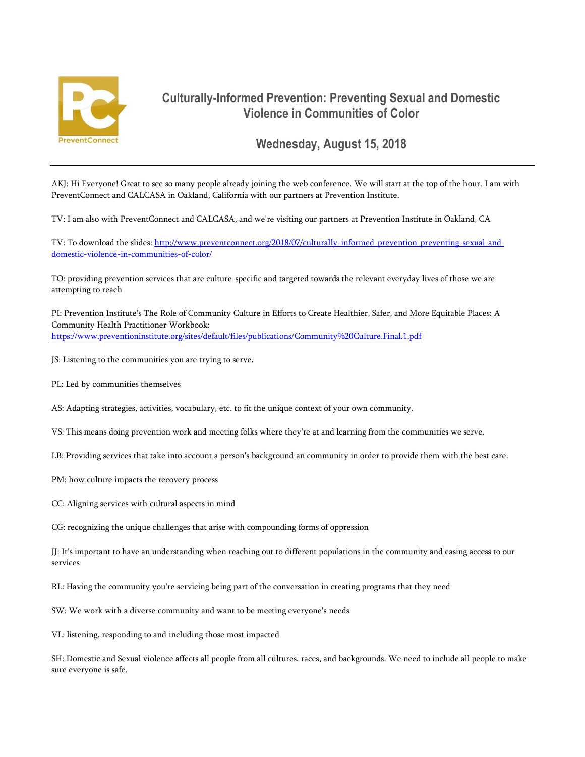# Culturally-Informed Prevention: Preventing Sexual and Domestic Violence in Communities of Color

## Wednesday, August 15, 2018

---

AKJ: Hi Everyone! Great to see so many people already joining the web conference. We will start at the top of the hour. I am with PreventConnect and CALCASA in Oakland, California with our partners at Prevention Institute.

TV: I am also with PreventConnect and CALCASA, and we're visiting our partners at Prevention Institute in Oakland, CA

TV: To download the slides: http://www.preventconnect.org/2018/07/culturally-informed-prevention-preventing-sexual-and-domestic-violence-in-communities-of-color/

TO: providing prevention services that are culture-specific and targeted towards the relevant everyday lives of those we are attempting to reach

PI: Prevention Institute's The Role of Community Culture in Efforts to Create Healthier, Safer, and More Equitable Places: A Community Health Practitioner Workbook: https://www.preventioninstitute.org/sites/default/files/publications/Community%20Culture.Final.1.pdf

JS: Listening to the communities you are trying to serve,

PL: Led by communities themselves

AS: Adapting strategies, activities, vocabulary, etc. to fit the unique context of your own community.

VS: This means doing prevention work and meeting folks where they're at and learning from the communities we serve.

LB: Providing services that take into account a person's background an community in order to provide them with the best care.

PM: how culture impacts the recovery process

CC: Aligning services with cultural aspects in mind

CG: recognizing the unique challenges that arise with compounding forms of oppression

JJ: It's important to have an understanding when reaching out to different populations in the community and easing access to our services

RL: Having the community you're servicing being part of the conversation in creating programs that they need

SW: We work with a diverse community and want to be meeting everyone's needs

VL: listening, responding to and including those most impacted

SH: Domestic and Sexual violence affects all people from all cultures, races, and backgrounds. We need to include all people to make sure everyone is safe.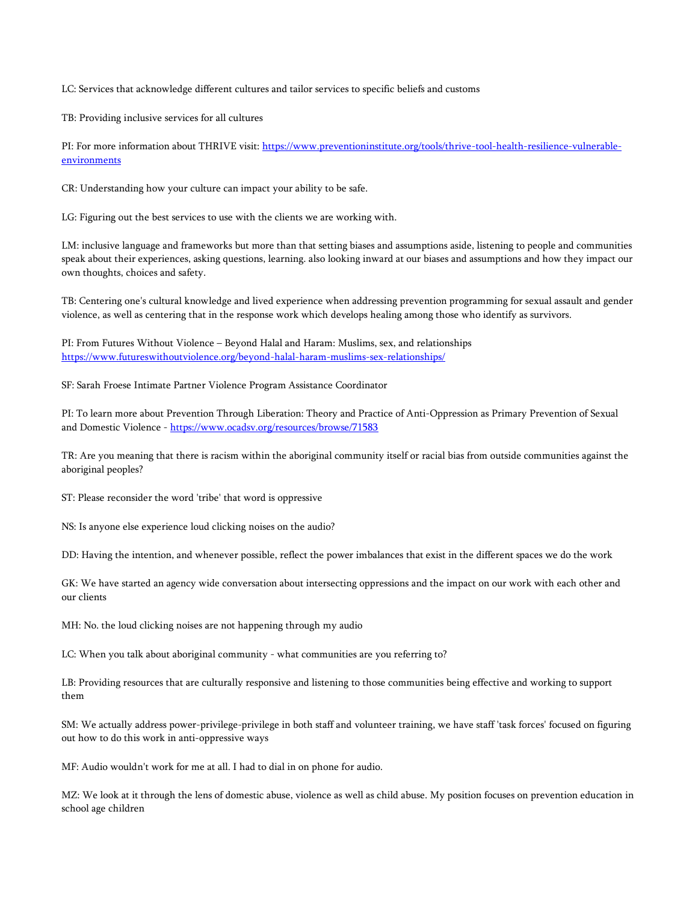LC: Services that acknowledge different cultures and tailor services to specific beliefs and customs

TB: Providing inclusive services for all cultures

PI: For more information about THRIVE visit: [https://www.preventioninstitute.org/tools/thrive-tool-health-resilience-vulnerable-environments](https://www.preventioninstitute.org/tools/thrive-tool-health-resilience-vulnerable-environments)

CR: Understanding how your culture can impact your ability to be safe.

LG: Figuring out the best services to use with the clients we are working with.

LM: inclusive language and frameworks but more than that setting biases and assumptions aside, listening to people and communities speak about their experiences, asking questions, learning. also looking inward at our biases and assumptions and how they impact our own thoughts, choices and safety.

TB: Centering one's cultural knowledge and lived experience when addressing prevention programming for sexual assault and gender violence, as well as centering that in the response work which develops healing among those who identify as survivors.

PI: From Futures Without Violence – Beyond Halal and Haram: Muslims, sex, and relationships [https://www.futureswithoutviolence.org/beyond-halal-haram-muslims-sex-relationships/](https://www.futureswithoutviolence.org/beyond-halal-haram-muslims-sex-relationships/)

SF: Sarah Froese Intimate Partner Violence Program Assistance Coordinator

PI: To learn more about Prevention Through Liberation: Theory and Practice of Anti-Oppression as Primary Prevention of Sexual and Domestic Violence - [https://www.ocadsv.org/resources/browse/71583](https://www.ocadsv.org/resources/browse/71583)

TR: Are you meaning that there is racism within the aboriginal community itself or racial bias from outside communities against the aboriginal peoples?

ST: Please reconsider the word 'tribe' that word is oppressive

NS: Is anyone else experience loud clicking noises on the audio?

DD: Having the intention, and whenever possible, reflect the power imbalances that exist in the different spaces we do the work

GK: We have started an agency wide conversation about intersecting oppressions and the impact on our work with each other and our clients

MH: No. the loud clicking noises are not happening through my audio

LC: When you talk about aboriginal community - what communities are you referring to?

LB: Providing resources that are culturally responsive and listening to those communities being effective and working to support them

SM: We actually address power-privilege-privilege in both staff and volunteer training, we have staff 'task forces' focused on figuring out how to do this work in anti-oppressive ways

MF: Audio wouldn't work for me at all. I had to dial in on phone for audio.

MZ: We look at it through the lens of domestic abuse, violence as well as child abuse. My position focuses on prevention education in school age children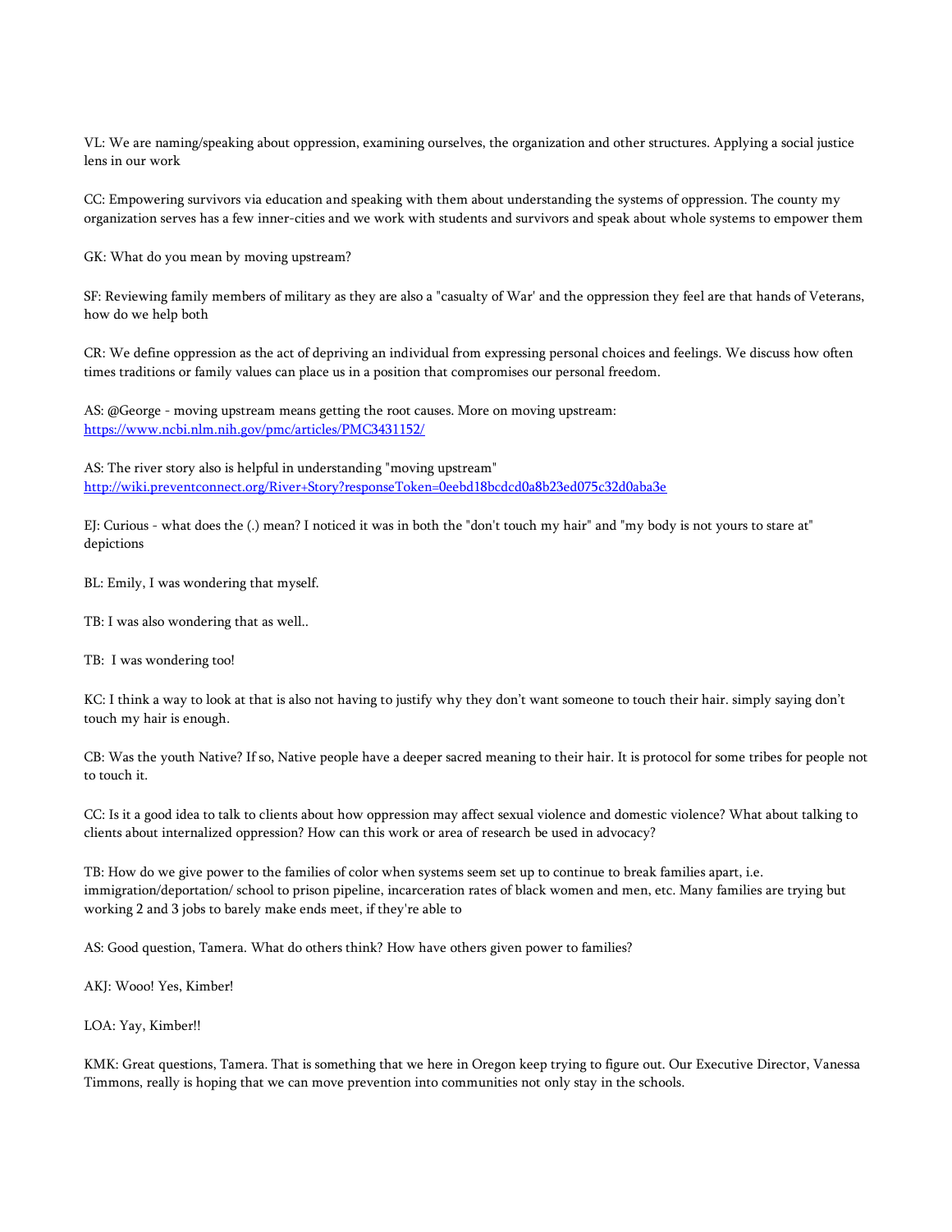VL: We are naming/speaking about oppression, examining ourselves, the organization and other structures. Applying a social justice lens in our work

CC: Empowering survivors via education and speaking with them about understanding the systems of oppression. The county my organization serves has a few inner-cities and we work with students and survivors and speak about whole systems to empower them

GK: What do you mean by moving upstream?

SF: Reviewing family members of military as they are also a "casualty of War' and the oppression they feel are that hands of Veterans, how do we help both

CR: We define oppression as the act of depriving an individual from expressing personal choices and feelings. We discuss how often times traditions or family values can place us in a position that compromises our personal freedom.

AS: @George - moving upstream means getting the root causes. More on moving upstream: https://www.ncbi.nlm.nih.gov/pmc/articles/PMC3431152/

AS: The river story also is helpful in understanding "moving upstream" http://wiki.preventconnect.org/River+Story?responseToken=0eebd18bcdcd0a8b23ed075c32d0aba3e

EJ: Curious - what does the (.) mean? I noticed it was in both the "don't touch my hair" and "my body is not yours to stare at" depictions

BL: Emily, I was wondering that myself.

TB: I was also wondering that as well..

TB:  I was wondering too!

KC: I think a way to look at that is also not having to justify why they don't want someone to touch their hair. simply saying don't touch my hair is enough.

CB: Was the youth Native? If so, Native people have a deeper sacred meaning to their hair. It is protocol for some tribes for people not to touch it.

CC: Is it a good idea to talk to clients about how oppression may affect sexual violence and domestic violence? What about talking to clients about internalized oppression? How can this work or area of research be used in advocacy?

TB: How do we give power to the families of color when systems seem set up to continue to break families apart, i.e. immigration/deportation/ school to prison pipeline, incarceration rates of black women and men, etc. Many families are trying but working 2 and 3 jobs to barely make ends meet, if they're able to

AS: Good question, Tamera. What do others think? How have others given power to families?

AKJ: Wooo! Yes, Kimber!

LOA: Yay, Kimber!!

KMK: Great questions, Tamera. That is something that we here in Oregon keep trying to figure out. Our Executive Director, Vanessa Timmons, really is hoping that we can move prevention into communities not only stay in the schools.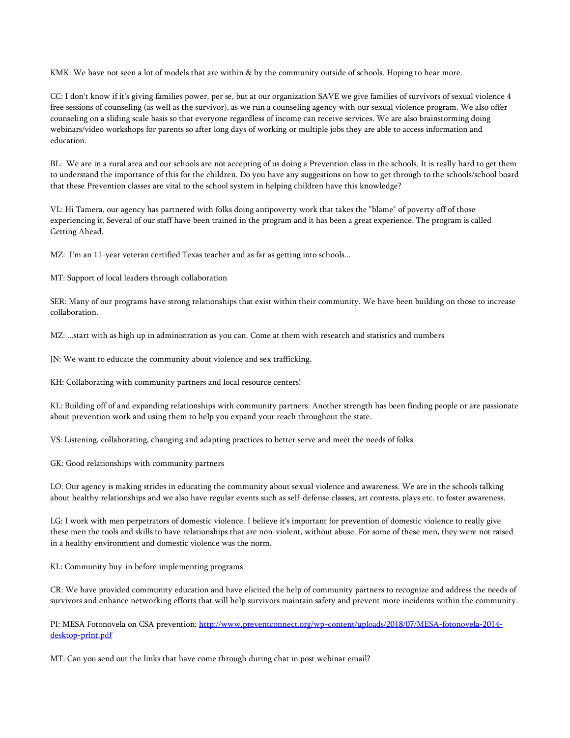KMK: We have not seen a lot of models that are within & by the community outside of schools. Hoping to hear more.

CC: I don't know if it's giving families power, per se, but at our organization SAVE we give families of survivors of sexual violence 4 free sessions of counseling (as well as the survivor), as we run a counseling agency with our sexual violence program. We also offer counseling on a sliding scale basis so that everyone regardless of income can receive services. We are also brainstorming doing webinars/video workshops for parents so after long days of working or multiple jobs they are able to access information and education.

BL: We are in a rural area and our schools are not accepting of us doing a Prevention class in the schools. It is really hard to get them to understand the importance of this for the children. Do you have any suggestions on how to get through to the schools/school board that these Prevention classes are vital to the school system in helping children have this knowledge?

VL: Hi Tamera, our agency has partnered with folks doing antipoverty work that takes the "blame" of poverty off of those experiencing it. Several of our staff have been trained in the program and it has been a great experience. The program is called Getting Ahead.

MZ: I'm an 11-year veteran certified Texas teacher and as far as getting into schools…

MT: Support of local leaders through collaboration

SER: Many of our programs have strong relationships that exist within their community. We have been building on those to increase collaboration.

MZ: …start with as high up in administration as you can. Come at them with research and statistics and numbers

JN: We want to educate the community about violence and sex trafficking.

KH: Collaborating with community partners and local resource centers!

KL: Building off of and expanding relationships with community partners. Another strength has been finding people or are passionate about prevention work and using them to help you expand your reach throughout the state.

VS: Listening, collaborating, changing and adapting practices to better serve and meet the needs of folks

GK: Good relationships with community partners

LO: Our agency is making strides in educating the community about sexual violence and awareness. We are in the schools talking about healthy relationships and we also have regular events such as self-defense classes, art contests, plays etc. to foster awareness.

LG: I work with men perpetrators of domestic violence. I believe it's important for prevention of domestic violence to really give these men the tools and skills to have relationships that are non-violent, without abuse. For some of these men, they were not raised in a healthy environment and domestic violence was the norm.

KL: Community buy-in before implementing programs

CR: We have provided community education and have elicited the help of community partners to recognize and address the needs of survivors and enhance networking efforts that will help survivors maintain safety and prevent more incidents within the community.

PI: MESA Fotonovela on CSA prevention: [http://www.preventconnect.org/wp-content/uploads/2018/07/MESA-fotonovela-2014-desktop-print.pdf](http://www.preventconnect.org/wp-content/uploads/2018/07/MESA-fotonovela-2014-desktop-print.pdf)

MT: Can you send out the links that have come through during chat in post webinar email?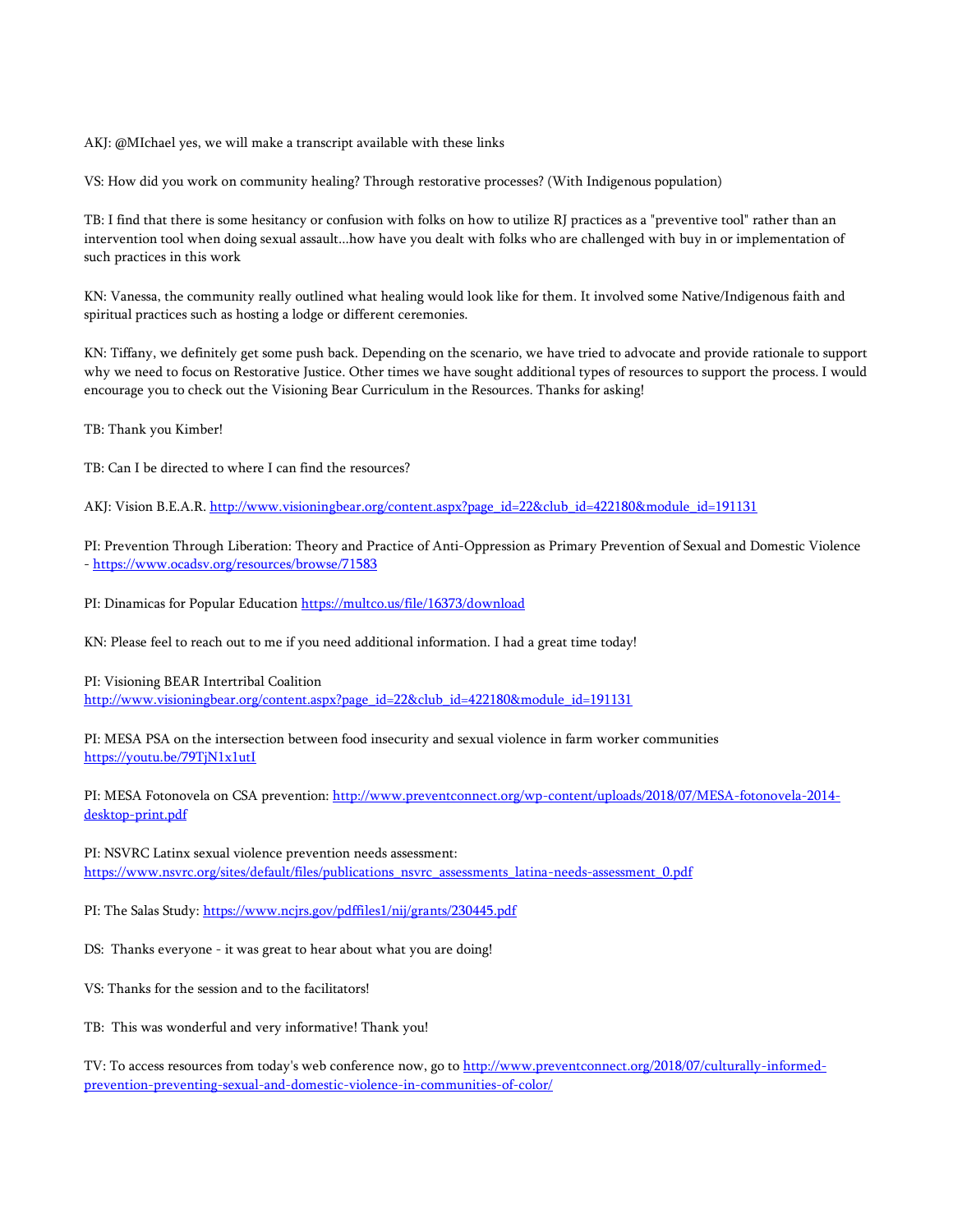AKJ: @MIchael yes, we will make a transcript available with these links

VS: How did you work on community healing? Through restorative processes? (With Indigenous population)

TB: I find that there is some hesitancy or confusion with folks on how to utilize RJ practices as a "preventive tool" rather than an intervention tool when doing sexual assault...how have you dealt with folks who are challenged with buy in or implementation of such practices in this work

KN: Vanessa, the community really outlined what healing would look like for them. It involved some Native/Indigenous faith and spiritual practices such as hosting a lodge or different ceremonies.

KN: Tiffany, we definitely get some push back. Depending on the scenario, we have tried to advocate and provide rationale to support why we need to focus on Restorative Justice. Other times we have sought additional types of resources to support the process. I would encourage you to check out the Visioning Bear Curriculum in the Resources. Thanks for asking!

TB: Thank you Kimber!

TB: Can I be directed to where I can find the resources?

AKJ: Vision B.E.A.R. http://www.visioningbear.org/content.aspx?page_id=22&club_id=422180&module_id=191131

PI: Prevention Through Liberation: Theory and Practice of Anti-Oppression as Primary Prevention of Sexual and Domestic Violence - https://www.ocadsv.org/resources/browse/71583

PI: Dinamicas for Popular Education https://multco.us/file/16373/download

KN: Please feel to reach out to me if you need additional information. I had a great time today!

PI: Visioning BEAR Intertribal Coalition
http://www.visioningbear.org/content.aspx?page_id=22&club_id=422180&module_id=191131

PI: MESA PSA on the intersection between food insecurity and sexual violence in farm worker communities
https://youtu.be/79TjN1x1utI

PI: MESA Fotonovela on CSA prevention: http://www.preventconnect.org/wp-content/uploads/2018/07/MESA-fotonovela-2014-desktop-print.pdf

PI: NSVRC Latinx sexual violence prevention needs assessment:
https://www.nsvrc.org/sites/default/files/publications_nsvrc_assessments_latina-needs-assessment_0.pdf

PI: The Salas Study: https://www.ncjrs.gov/pdffiles1/nij/grants/230445.pdf

DS: Thanks everyone - it was great to hear about what you are doing!

VS: Thanks for the session and to the facilitators!

TB: This was wonderful and very informative! Thank you!

TV: To access resources from today's web conference now, go to http://www.preventconnect.org/2018/07/culturally-informed-prevention-preventing-sexual-and-domestic-violence-in-communities-of-color/